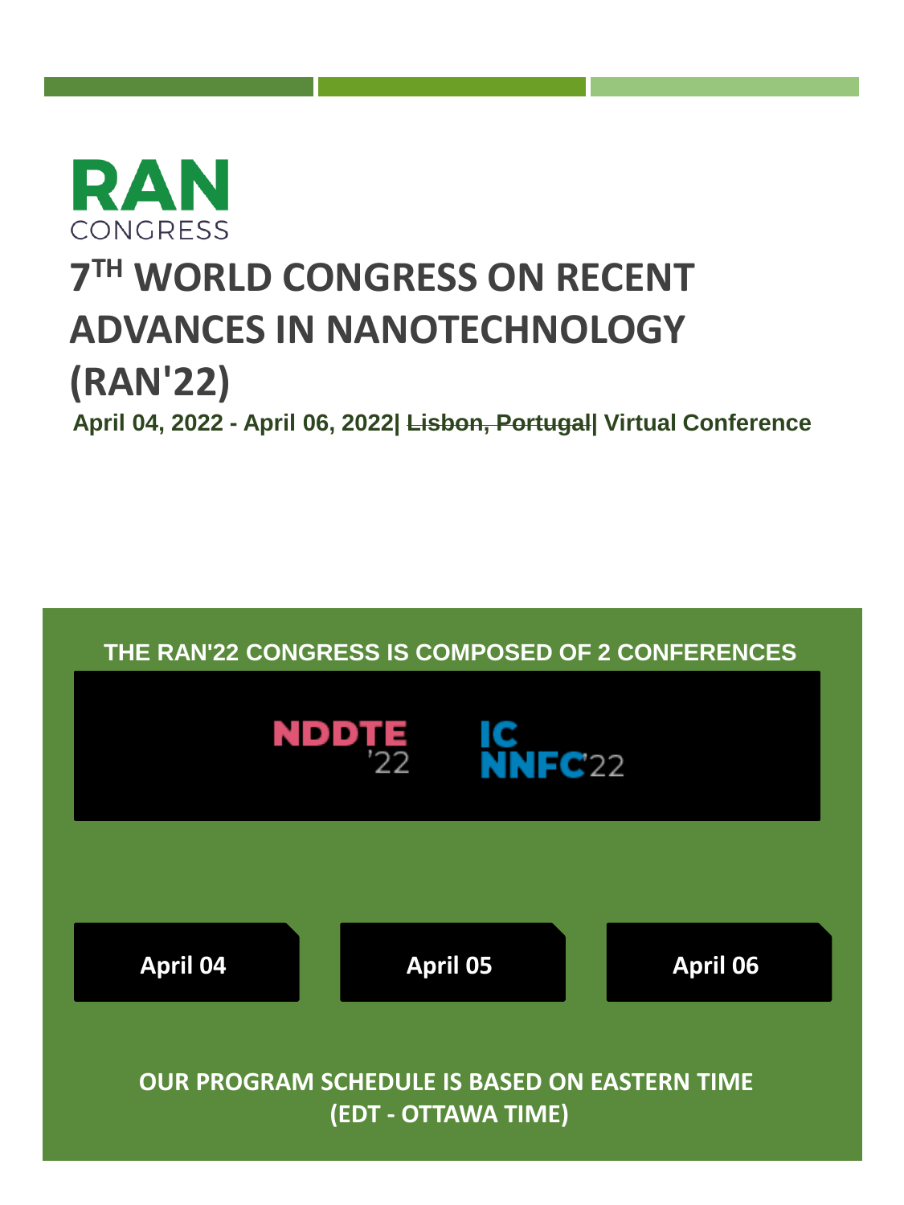RAN
CONGRESS

# 7TH WORLD CONGRESS ON RECENT ADVANCES IN NANOTECHNOLOGY (RAN'22)

**April 04, 2022 - April 06, 2022| ~~Lisbon, Portugal~~| Virtual Conference**

## THE RAN'22 CONGRESS IS COMPOSED OF 2 CONFERENCES

NDDTE '22

ICNNFC'22

**April 04**

**April 05**

**April 06**

**OUR PROGRAM SCHEDULE IS BASED ON EASTERN TIME (EDT - OTTAWA TIME)**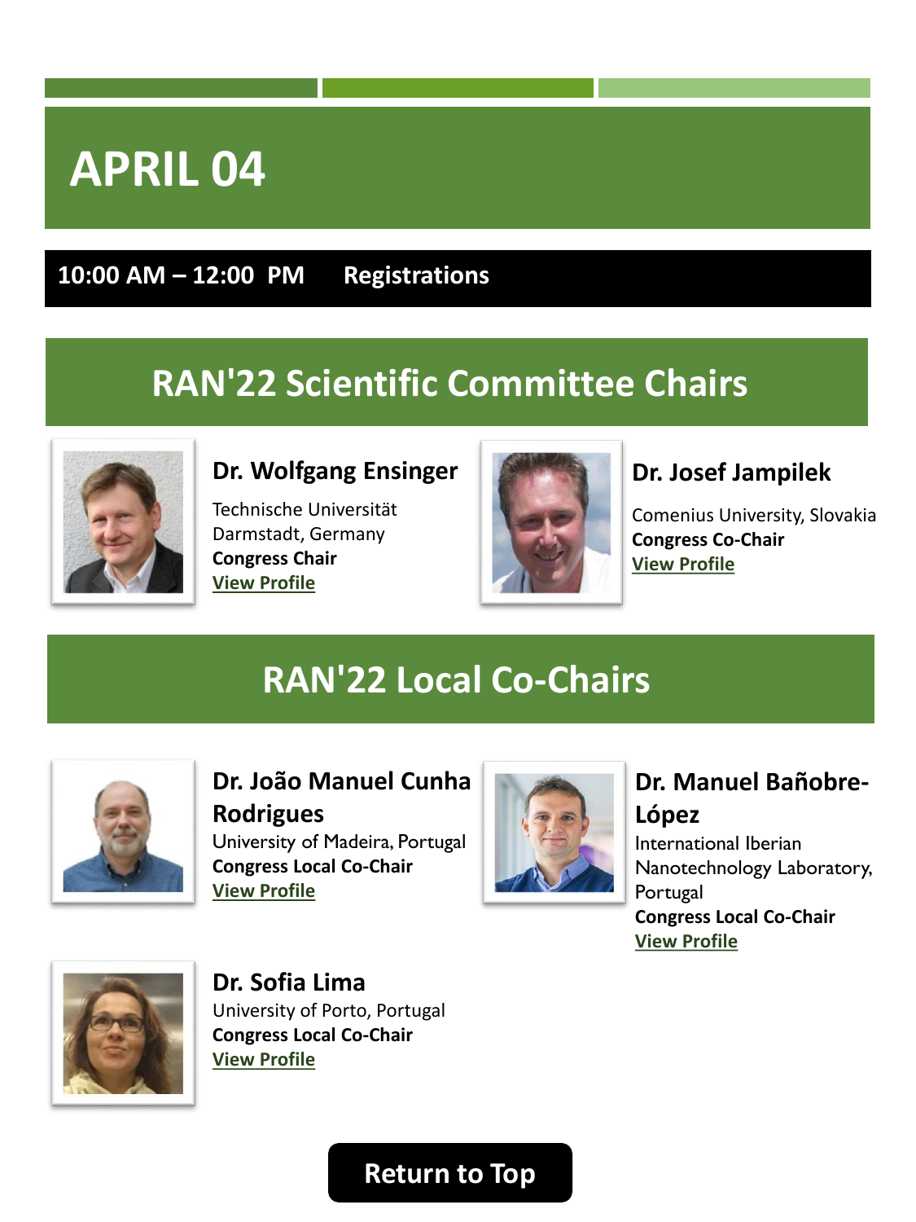# APRIL 04

**10:00 AM – 12:00 PM Registrations**

## RAN'22 Scientific Committee Chairs

### Dr. Wolfgang Ensinger
Technische Universität Darmstadt, Germany
**Congress Chair**
**View Profile**

### Dr. Josef Jampilek
Comenius University, Slovakia
**Congress Co-Chair**
**View Profile**

## RAN'22 Local Co-Chairs

### Dr. João Manuel Cunha Rodrigues
University of Madeira, Portugal
**Congress Local Co-Chair**
**View Profile**

### Dr. Manuel Bañobre-López
International Iberian Nanotechnology Laboratory, Portugal
**Congress Local Co-Chair**
**View Profile**

### Dr. Sofia Lima
University of Porto, Portugal
**Congress Local Co-Chair**
**View Profile**

**Return to Top**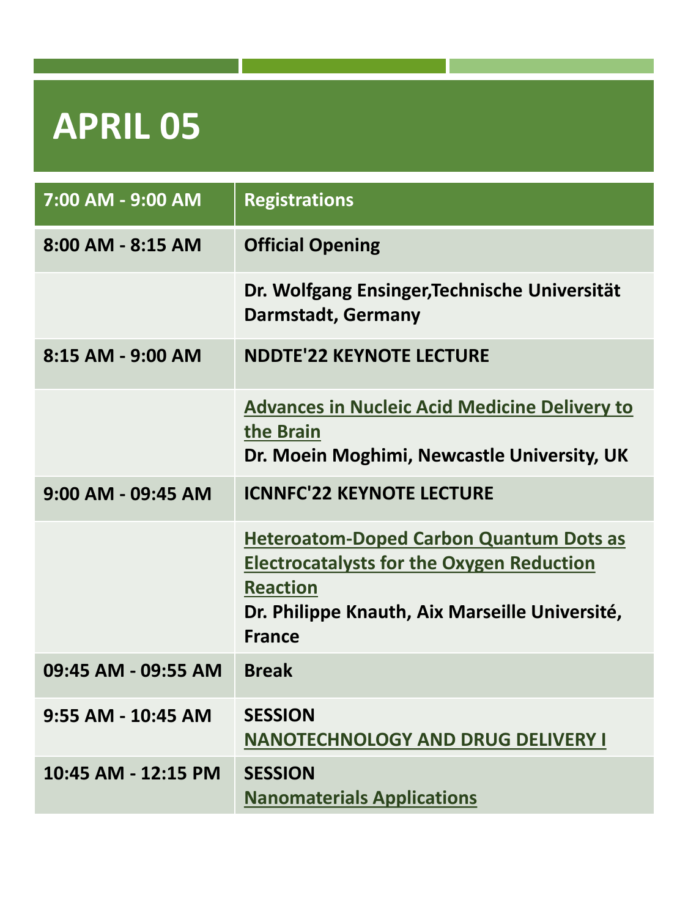# APRIL 05

| 7:00 AM - 9:00 AM | Registrations |
| --- | --- |
| 8:00 AM - 8:15 AM | **Official Opening** |
| | **Dr. Wolfgang Ensinger,Technische Universität Darmstadt, Germany** |
| 8:15 AM - 9:00 AM | **NDDTE'22 KEYNOTE LECTURE** |
| | **Advances in Nucleic Acid Medicine Delivery to the Brain**<br>**Dr. Moein Moghimi, Newcastle University, UK** |
| 9:00 AM - 09:45 AM | **ICNNFC'22 KEYNOTE LECTURE** |
| | **Heteroatom-Doped Carbon Quantum Dots as Electrocatalysts for the Oxygen Reduction Reaction**<br>**Dr. Philippe Knauth, Aix Marseille Université, France** |
| 09:45 AM - 09:55 AM | **Break** |
| 9:55 AM - 10:45 AM | **SESSION**<br>**NANOTECHNOLOGY AND DRUG DELIVERY I** |
| 10:45 AM - 12:15 PM | **SESSION**<br>**Nanomaterials Applications** |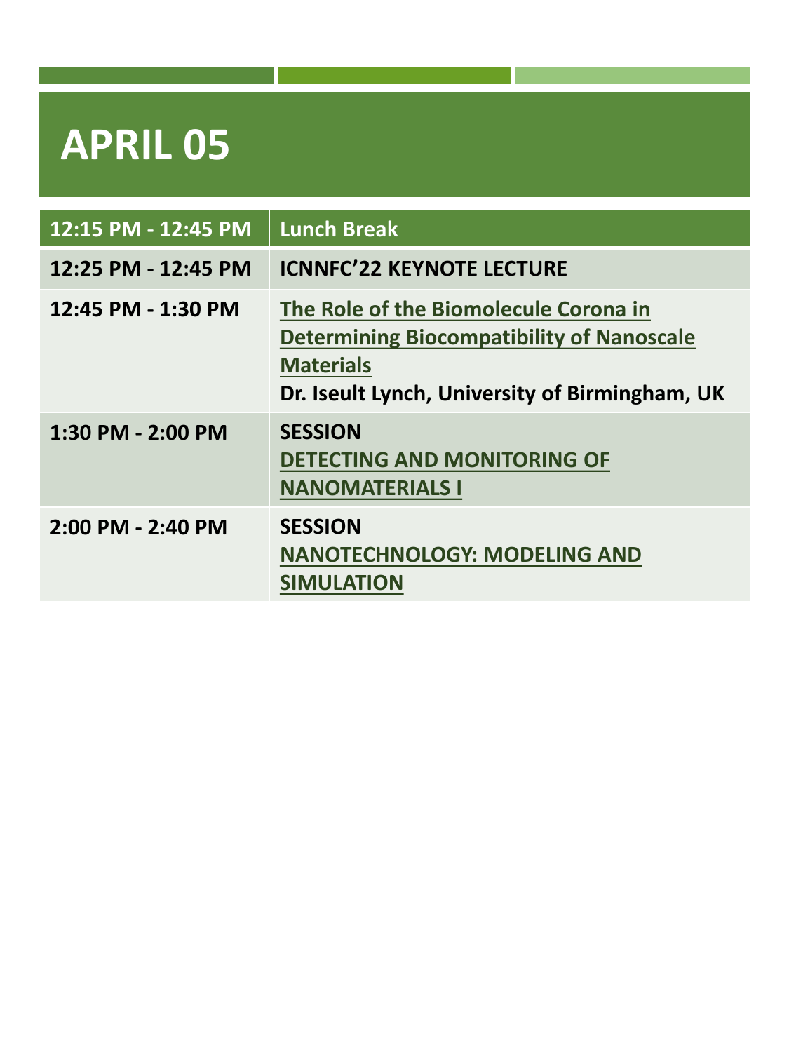# APRIL 05

| 12:15 PM - 12:45 PM | Lunch Break |
|---|---|
| 12:25 PM - 12:45 PM | **ICNNFC'22 KEYNOTE LECTURE** |
| 12:45 PM - 1:30 PM | **The Role of the Biomolecule Corona in Determining Biocompatibility of Nanoscale Materials** **Dr. Iseult Lynch, University of Birmingham, UK** |
| 1:30 PM - 2:00 PM | **SESSION** **DETECTING AND MONITORING OF NANOMATERIALS I** |
| 2:00 PM - 2:40 PM | **SESSION** **NANOTECHNOLOGY: MODELING AND SIMULATION** |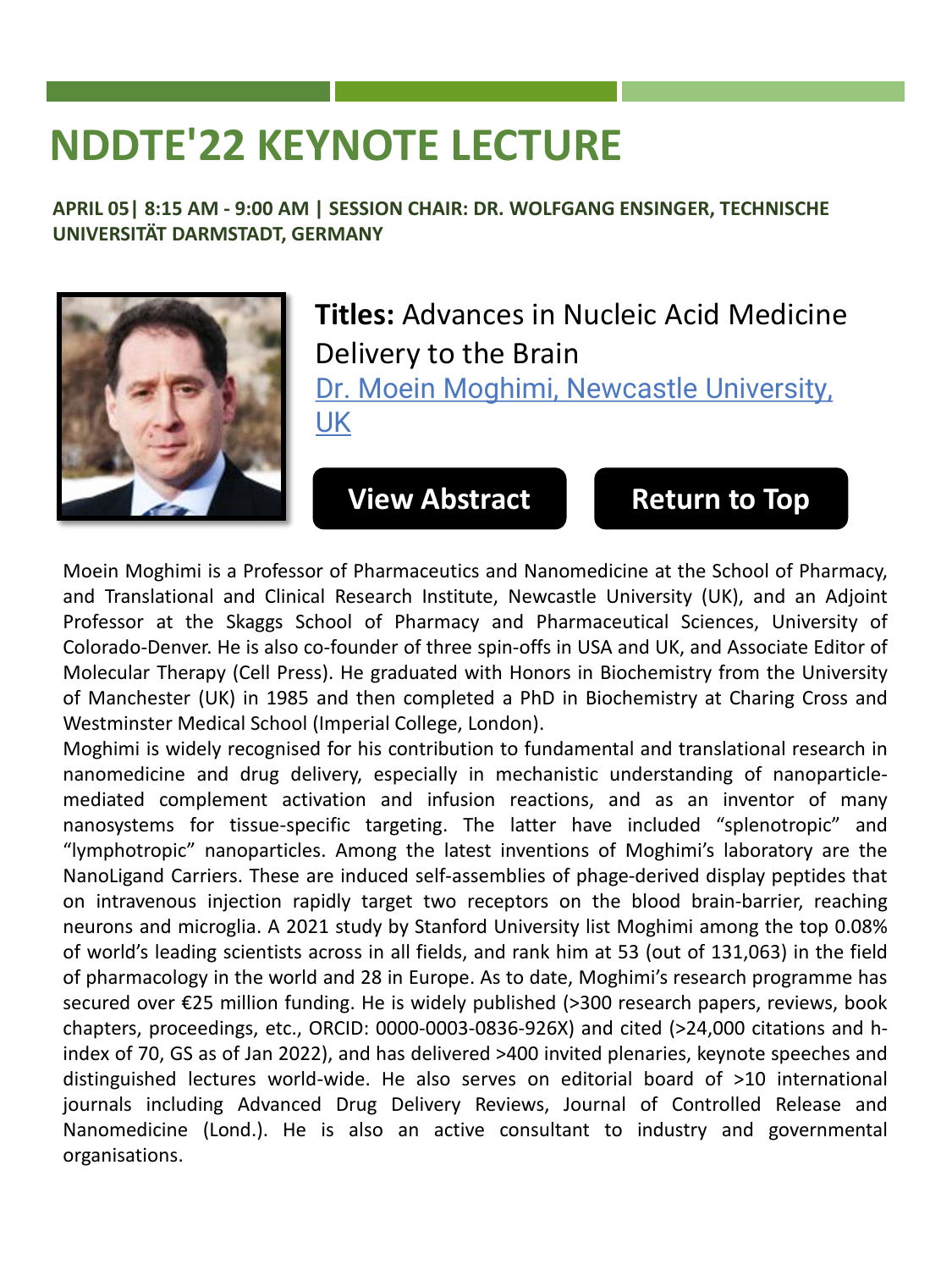# NDDTE'22 KEYNOTE LECTURE

**APRIL 05| 8:15 AM - 9:00 AM | SESSION CHAIR: DR. WOLFGANG ENSINGER, TECHNISCHE UNIVERSITÄT DARMSTADT, GERMANY**

**Titles:** Advances in Nucleic Acid Medicine Delivery to the Brain

Dr. Moein Moghimi, Newcastle University, UK

**View Abstract** **Return to Top**

Moein Moghimi is a Professor of Pharmaceutics and Nanomedicine at the School of Pharmacy, and Translational and Clinical Research Institute, Newcastle University (UK), and an Adjoint Professor at the Skaggs School of Pharmacy and Pharmaceutical Sciences, University of Colorado-Denver. He is also co-founder of three spin-offs in USA and UK, and Associate Editor of Molecular Therapy (Cell Press). He graduated with Honors in Biochemistry from the University of Manchester (UK) in 1985 and then completed a PhD in Biochemistry at Charing Cross and Westminster Medical School (Imperial College, London).

Moghimi is widely recognised for his contribution to fundamental and translational research in nanomedicine and drug delivery, especially in mechanistic understanding of nanoparticle-mediated complement activation and infusion reactions, and as an inventor of many nanosystems for tissue-specific targeting. The latter have included "splenotropic" and "lymphotropic" nanoparticles. Among the latest inventions of Moghimi's laboratory are the NanoLigand Carriers. These are induced self-assemblies of phage-derived display peptides that on intravenous injection rapidly target two receptors on the blood brain-barrier, reaching neurons and microglia. A 2021 study by Stanford University list Moghimi among the top 0.08% of world's leading scientists across in all fields, and rank him at 53 (out of 131,063) in the field of pharmacology in the world and 28 in Europe. As to date, Moghimi's research programme has secured over €25 million funding. He is widely published (>300 research papers, reviews, book chapters, proceedings, etc., ORCID: 0000-0003-0836-926X) and cited (>24,000 citations and h-index of 70, GS as of Jan 2022), and has delivered >400 invited plenaries, keynote speeches and distinguished lectures world-wide. He also serves on editorial board of >10 international journals including Advanced Drug Delivery Reviews, Journal of Controlled Release and Nanomedicine (Lond.). He is also an active consultant to industry and governmental organisations.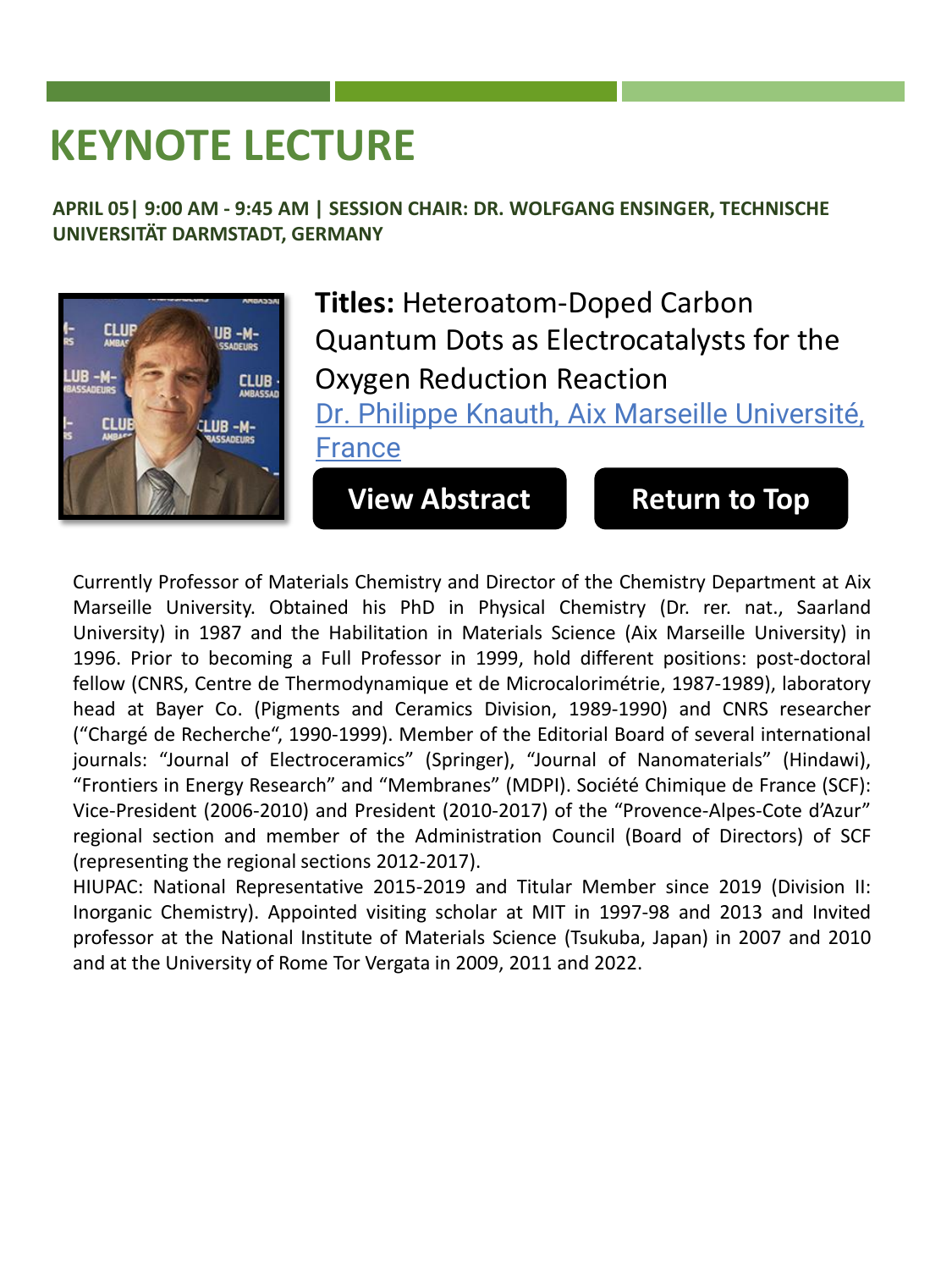# KEYNOTE LECTURE

**APRIL 05| 9:00 AM - 9:45 AM | SESSION CHAIR: DR. WOLFGANG ENSINGER, TECHNISCHE UNIVERSITÄT DARMSTADT, GERMANY**

**Titles:** Heteroatom-Doped Carbon Quantum Dots as Electrocatalysts for the Oxygen Reduction Reaction

Dr. Philippe Knauth, Aix Marseille Université, France

**View Abstract** **Return to Top**

Currently Professor of Materials Chemistry and Director of the Chemistry Department at Aix Marseille University. Obtained his PhD in Physical Chemistry (Dr. rer. nat., Saarland University) in 1987 and the Habilitation in Materials Science (Aix Marseille University) in 1996. Prior to becoming a Full Professor in 1999, hold different positions: post-doctoral fellow (CNRS, Centre de Thermodynamique et de Microcalorimétrie, 1987-1989), laboratory head at Bayer Co. (Pigments and Ceramics Division, 1989-1990) and CNRS researcher ("Chargé de Recherche", 1990-1999). Member of the Editorial Board of several international journals: "Journal of Electroceramics" (Springer), "Journal of Nanomaterials" (Hindawi), "Frontiers in Energy Research" and "Membranes" (MDPI). Société Chimique de France (SCF): Vice-President (2006-2010) and President (2010-2017) of the "Provence-Alpes-Cote d'Azur" regional section and member of the Administration Council (Board of Directors) of SCF (representing the regional sections 2012-2017).
HIUPAC: National Representative 2015-2019 and Titular Member since 2019 (Division II: Inorganic Chemistry). Appointed visiting scholar at MIT in 1997-98 and 2013 and Invited professor at the National Institute of Materials Science (Tsukuba, Japan) in 2007 and 2010 and at the University of Rome Tor Vergata in 2009, 2011 and 2022.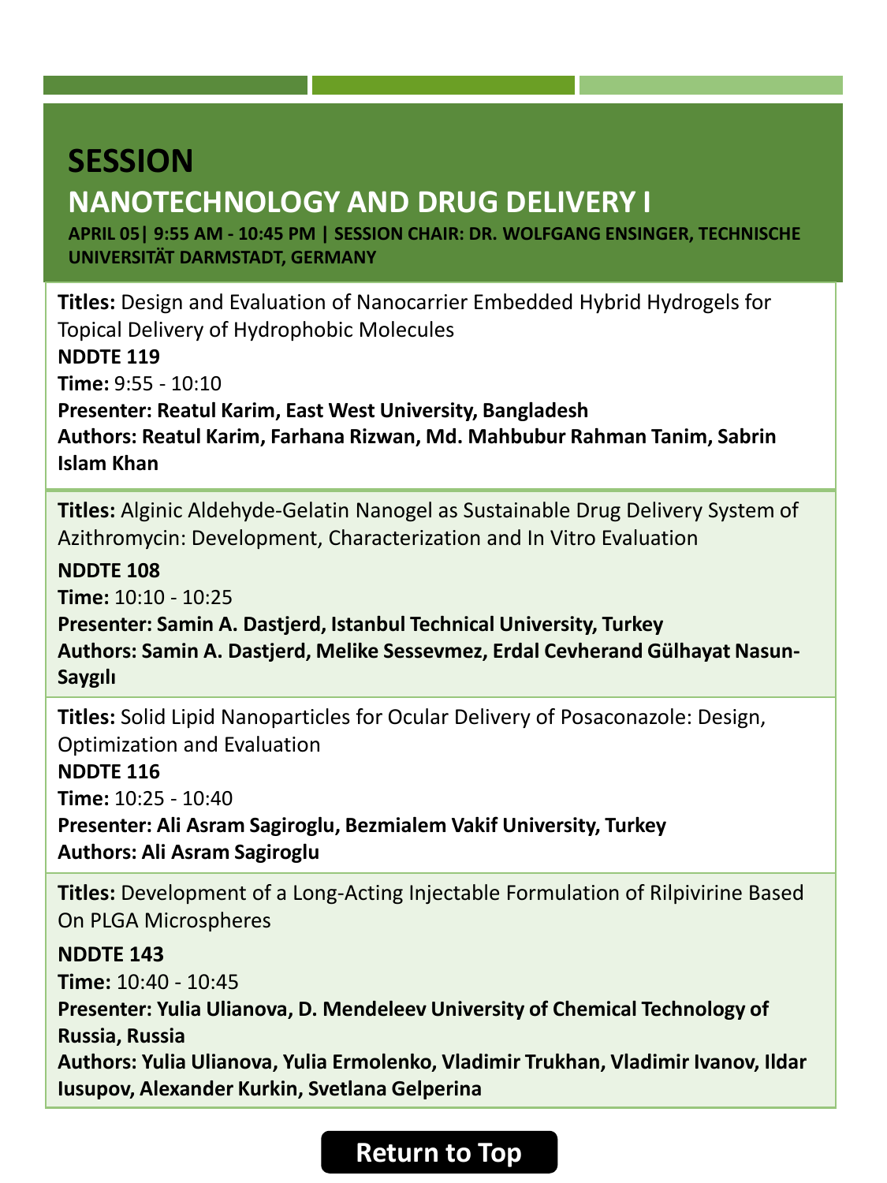# SESSION

## NANOTECHNOLOGY AND DRUG DELIVERY I

**APRIL 05| 9:55 AM - 10:45 PM | SESSION CHAIR: DR. WOLFGANG ENSINGER, TECHNISCHE UNIVERSITÄT DARMSTADT, GERMANY**

**Titles:** Design and Evaluation of Nanocarrier Embedded Hybrid Hydrogels for Topical Delivery of Hydrophobic Molecules
**NDDTE 119**
**Time:** 9:55 - 10:10
**Presenter: Reatul Karim, East West University, Bangladesh**
**Authors: Reatul Karim, Farhana Rizwan, Md. Mahbubur Rahman Tanim, Sabrin Islam Khan**

**Titles:** Alginic Aldehyde-Gelatin Nanogel as Sustainable Drug Delivery System of Azithromycin: Development, Characterization and In Vitro Evaluation
**NDDTE 108**
**Time:** 10:10 - 10:25
**Presenter: Samin A. Dastjerd, Istanbul Technical University, Turkey**
**Authors: Samin A. Dastjerd, Melike Sessevmez, Erdal Cevherand Gülhayat Nasun-Saygılı**

**Titles:** Solid Lipid Nanoparticles for Ocular Delivery of Posaconazole: Design, Optimization and Evaluation
**NDDTE 116**
**Time:** 10:25 - 10:40
**Presenter: Ali Asram Sagiroglu, Bezmialem Vakif University, Turkey**
**Authors: Ali Asram Sagiroglu**

**Titles:** Development of a Long-Acting Injectable Formulation of Rilpivirine Based On PLGA Microspheres
**NDDTE 143**
**Time:** 10:40 - 10:45
**Presenter: Yulia Ulianova, D. Mendeleev University of Chemical Technology of Russia, Russia**
**Authors: Yulia Ulianova, Yulia Ermolenko, Vladimir Trukhan, Vladimir Ivanov, Ildar Iusupov, Alexander Kurkin, Svetlana Gelperina**

Return to Top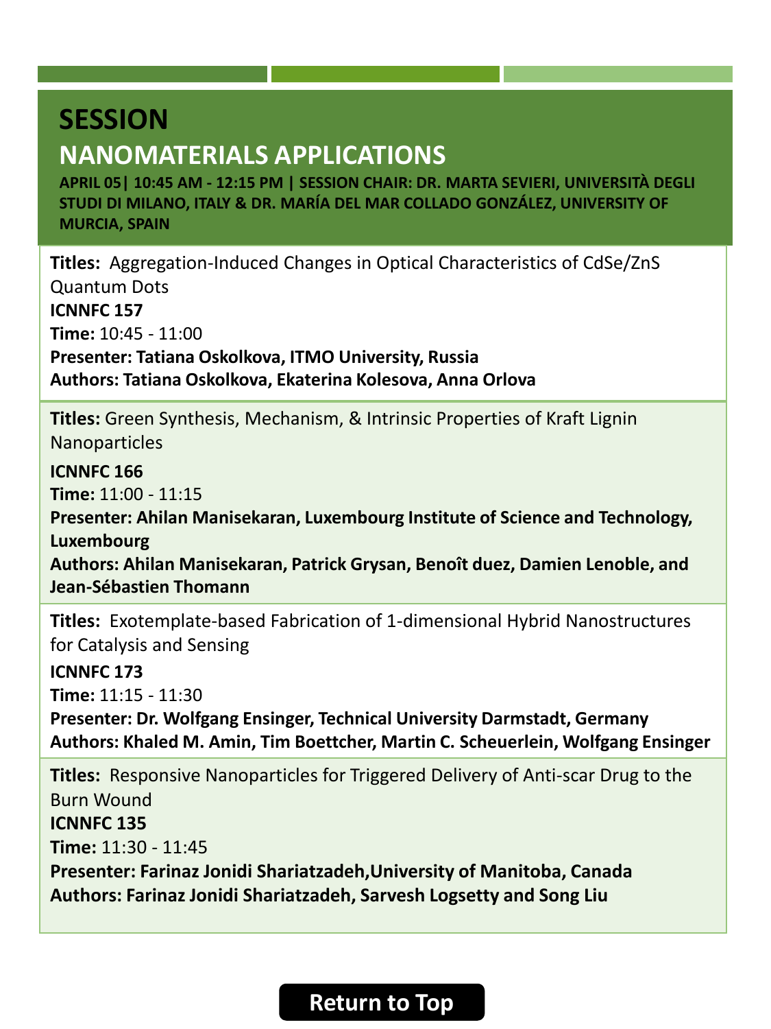# SESSION

## NANOMATERIALS APPLICATIONS

**APRIL 05| 10:45 AM - 12:15 PM | SESSION CHAIR: DR. MARTA SEVIERI, UNIVERSITÀ DEGLI STUDI DI MILANO, ITALY & DR. MARÍA DEL MAR COLLADO GONZÁLEZ, UNIVERSITY OF MURCIA, SPAIN**

**Titles:** Aggregation-Induced Changes in Optical Characteristics of CdSe/ZnS Quantum Dots
**ICNNFC 157**
**Time:** 10:45 - 11:00
**Presenter: Tatiana Oskolkova, ITMO University, Russia**
**Authors: Tatiana Oskolkova, Ekaterina Kolesova, Anna Orlova**

**Titles:** Green Synthesis, Mechanism, & Intrinsic Properties of Kraft Lignin Nanoparticles
**ICNNFC 166**
**Time:** 11:00 - 11:15
**Presenter: Ahilan Manisekaran, Luxembourg Institute of Science and Technology, Luxembourg**
**Authors: Ahilan Manisekaran, Patrick Grysan, Benoît duez, Damien Lenoble, and Jean-Sébastien Thomann**

**Titles:** Exotemplate-based Fabrication of 1-dimensional Hybrid Nanostructures for Catalysis and Sensing
**ICNNFC 173**
**Time:** 11:15 - 11:30
**Presenter: Dr. Wolfgang Ensinger, Technical University Darmstadt, Germany**
**Authors: Khaled M. Amin, Tim Boettcher, Martin C. Scheuerlein, Wolfgang Ensinger**

**Titles:** Responsive Nanoparticles for Triggered Delivery of Anti-scar Drug to the Burn Wound
**ICNNFC 135**
**Time:** 11:30 - 11:45
**Presenter: Farinaz Jonidi Shariatzadeh,University of Manitoba, Canada**
**Authors: Farinaz Jonidi Shariatzadeh, Sarvesh Logsetty and Song Liu**

Return to Top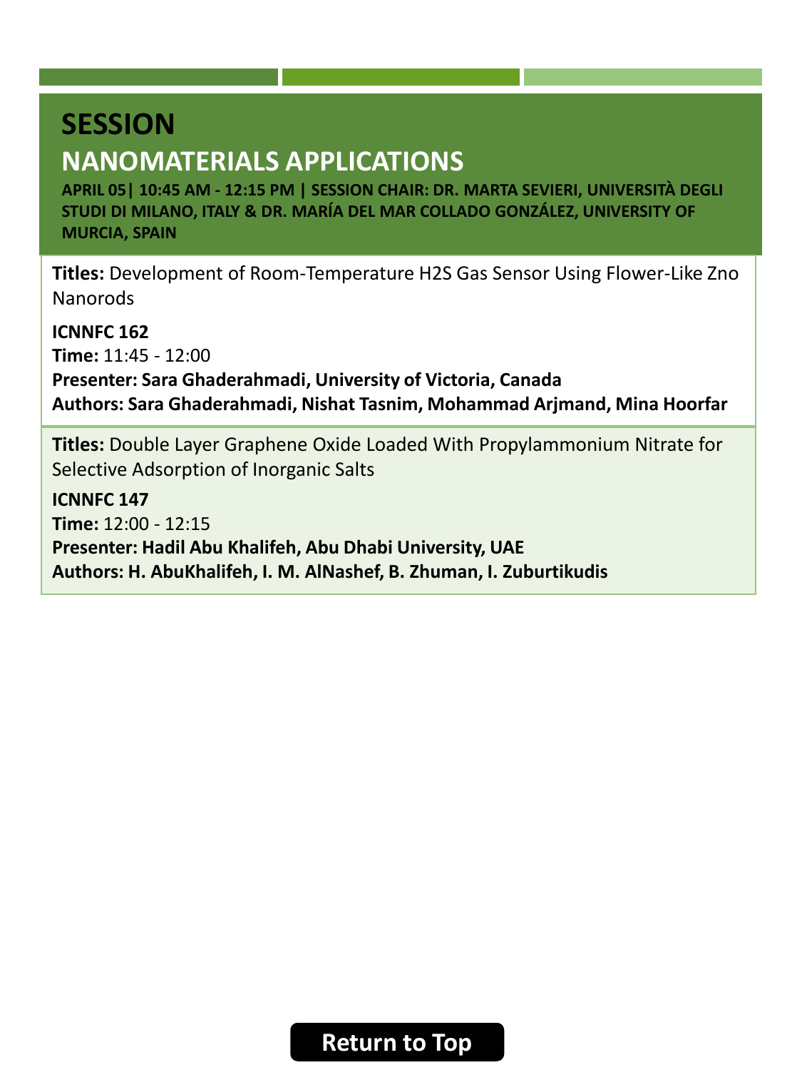# SESSION

## NANOMATERIALS APPLICATIONS

**APRIL 05| 10:45 AM - 12:15 PM | SESSION CHAIR: DR. MARTA SEVIERI, UNIVERSITÀ DEGLI STUDI DI MILANO, ITALY & DR. MARÍA DEL MAR COLLADO GONZÁLEZ, UNIVERSITY OF MURCIA, SPAIN**

**Titles:** Development of Room-Temperature H2S Gas Sensor Using Flower-Like Zno Nanorods

**ICNNFC 162**
**Time:** 11:45 - 12:00
**Presenter: Sara Ghaderahmadi, University of Victoria, Canada**
**Authors: Sara Ghaderahmadi, Nishat Tasnim, Mohammad Arjmand, Mina Hoorfar**

**Titles:** Double Layer Graphene Oxide Loaded With Propylammonium Nitrate for Selective Adsorption of Inorganic Salts

**ICNNFC 147**
**Time:** 12:00 - 12:15
**Presenter: Hadil Abu Khalifeh, Abu Dhabi University, UAE**
**Authors: H. AbuKhalifeh, I. M. AlNashef, B. Zhuman, I. Zuburtikudis**

Return to Top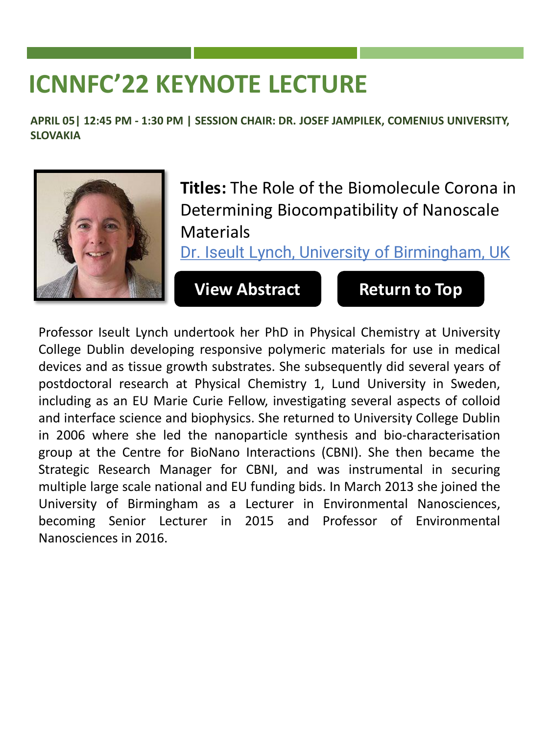# ICNNFC'22 KEYNOTE LECTURE

**APRIL 05| 12:45 PM - 1:30 PM | SESSION CHAIR: DR. JOSEF JAMPILEK, COMENIUS UNIVERSITY, SLOVAKIA**

**Titles:** The Role of the Biomolecule Corona in Determining Biocompatibility of Nanoscale Materials

Dr. Iseult Lynch, University of Birmingham, UK

**View Abstract** **Return to Top**

Professor Iseult Lynch undertook her PhD in Physical Chemistry at University College Dublin developing responsive polymeric materials for use in medical devices and as tissue growth substrates. She subsequently did several years of postdoctoral research at Physical Chemistry 1, Lund University in Sweden, including as an EU Marie Curie Fellow, investigating several aspects of colloid and interface science and biophysics. She returned to University College Dublin in 2006 where she led the nanoparticle synthesis and bio-characterisation group at the Centre for BioNano Interactions (CBNI). She then became the Strategic Research Manager for CBNI, and was instrumental in securing multiple large scale national and EU funding bids. In March 2013 she joined the University of Birmingham as a Lecturer in Environmental Nanosciences, becoming Senior Lecturer in 2015 and Professor of Environmental Nanosciences in 2016.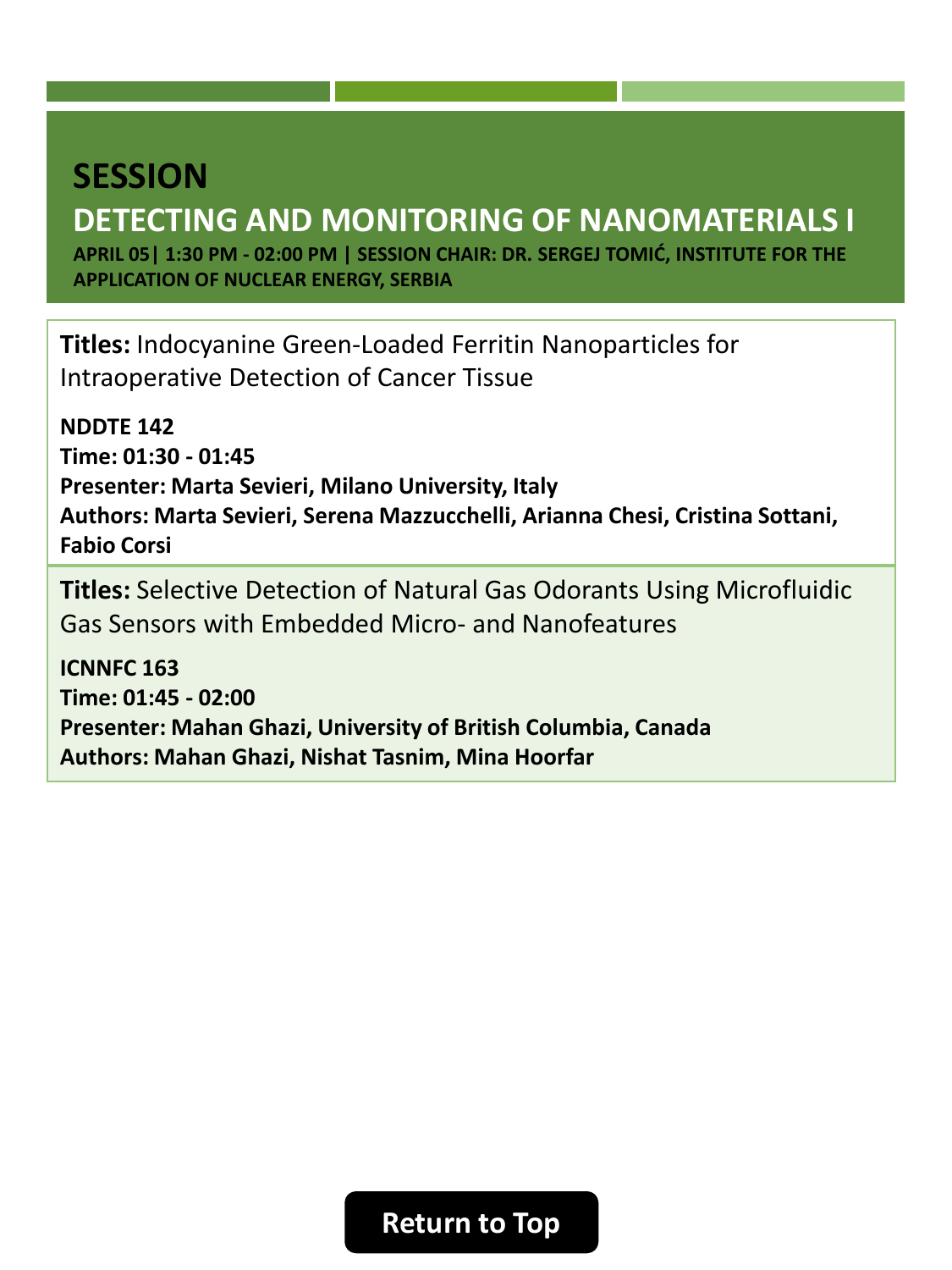# SESSION

## DETECTING AND MONITORING OF NANOMATERIALS I

**APRIL 05| 1:30 PM - 02:00 PM | SESSION CHAIR: DR. SERGEJ TOMIĆ, INSTITUTE FOR THE APPLICATION OF NUCLEAR ENERGY, SERBIA**

**Titles:** Indocyanine Green-Loaded Ferritin Nanoparticles for Intraoperative Detection of Cancer Tissue

**NDDTE 142**
**Time: 01:30 - 01:45**
**Presenter: Marta Sevieri, Milano University, Italy**
**Authors: Marta Sevieri, Serena Mazzucchelli, Arianna Chesi, Cristina Sottani, Fabio Corsi**

**Titles:** Selective Detection of Natural Gas Odorants Using Microfluidic Gas Sensors with Embedded Micro- and Nanofeatures

**ICNNFC 163**
**Time: 01:45 - 02:00**
**Presenter: Mahan Ghazi, University of British Columbia, Canada**
**Authors: Mahan Ghazi, Nishat Tasnim, Mina Hoorfar**

Return to Top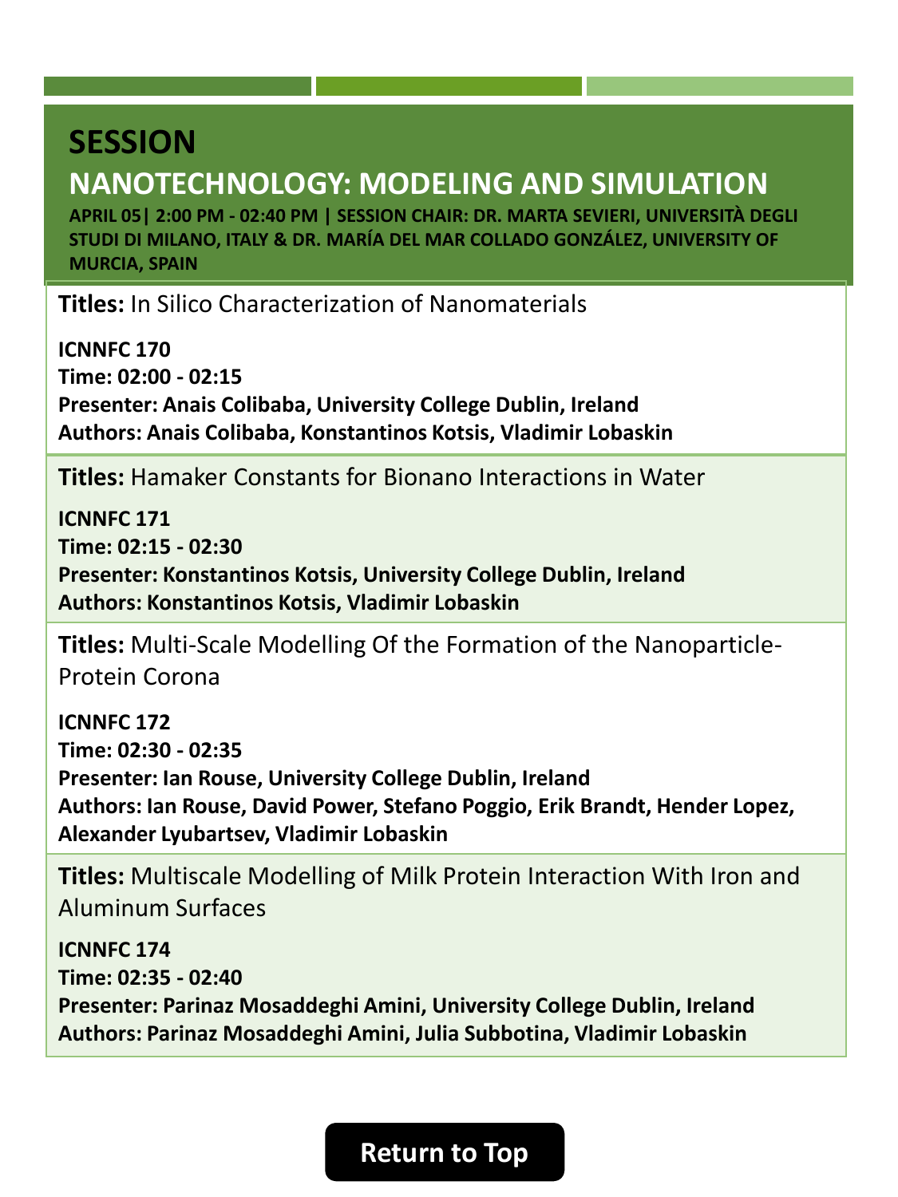# SESSION

## NANOTECHNOLOGY: MODELING AND SIMULATION

**APRIL 05| 2:00 PM - 02:40 PM | SESSION CHAIR: DR. MARTA SEVIERI, UNIVERSITÀ DEGLI STUDI DI MILANO, ITALY & DR. MARÍA DEL MAR COLLADO GONZÁLEZ, UNIVERSITY OF MURCIA, SPAIN**

**Titles:** In Silico Characterization of Nanomaterials

**ICNNFC 170**
**Time: 02:00 - 02:15**
**Presenter: Anais Colibaba, University College Dublin, Ireland**
**Authors: Anais Colibaba, Konstantinos Kotsis, Vladimir Lobaskin**

**Titles:** Hamaker Constants for Bionano Interactions in Water

**ICNNFC 171**
**Time: 02:15 - 02:30**
**Presenter: Konstantinos Kotsis, University College Dublin, Ireland**
**Authors: Konstantinos Kotsis, Vladimir Lobaskin**

**Titles:** Multi-Scale Modelling Of the Formation of the Nanoparticle-Protein Corona

**ICNNFC 172**
**Time: 02:30 - 02:35**
**Presenter: Ian Rouse, University College Dublin, Ireland**
**Authors: Ian Rouse, David Power, Stefano Poggio, Erik Brandt, Hender Lopez, Alexander Lyubartsev, Vladimir Lobaskin**

**Titles:** Multiscale Modelling of Milk Protein Interaction With Iron and Aluminum Surfaces

**ICNNFC 174**
**Time: 02:35 - 02:40**
**Presenter: Parinaz Mosaddeghi Amini, University College Dublin, Ireland**
**Authors: Parinaz Mosaddeghi Amini, Julia Subbotina, Vladimir Lobaskin**

Return to Top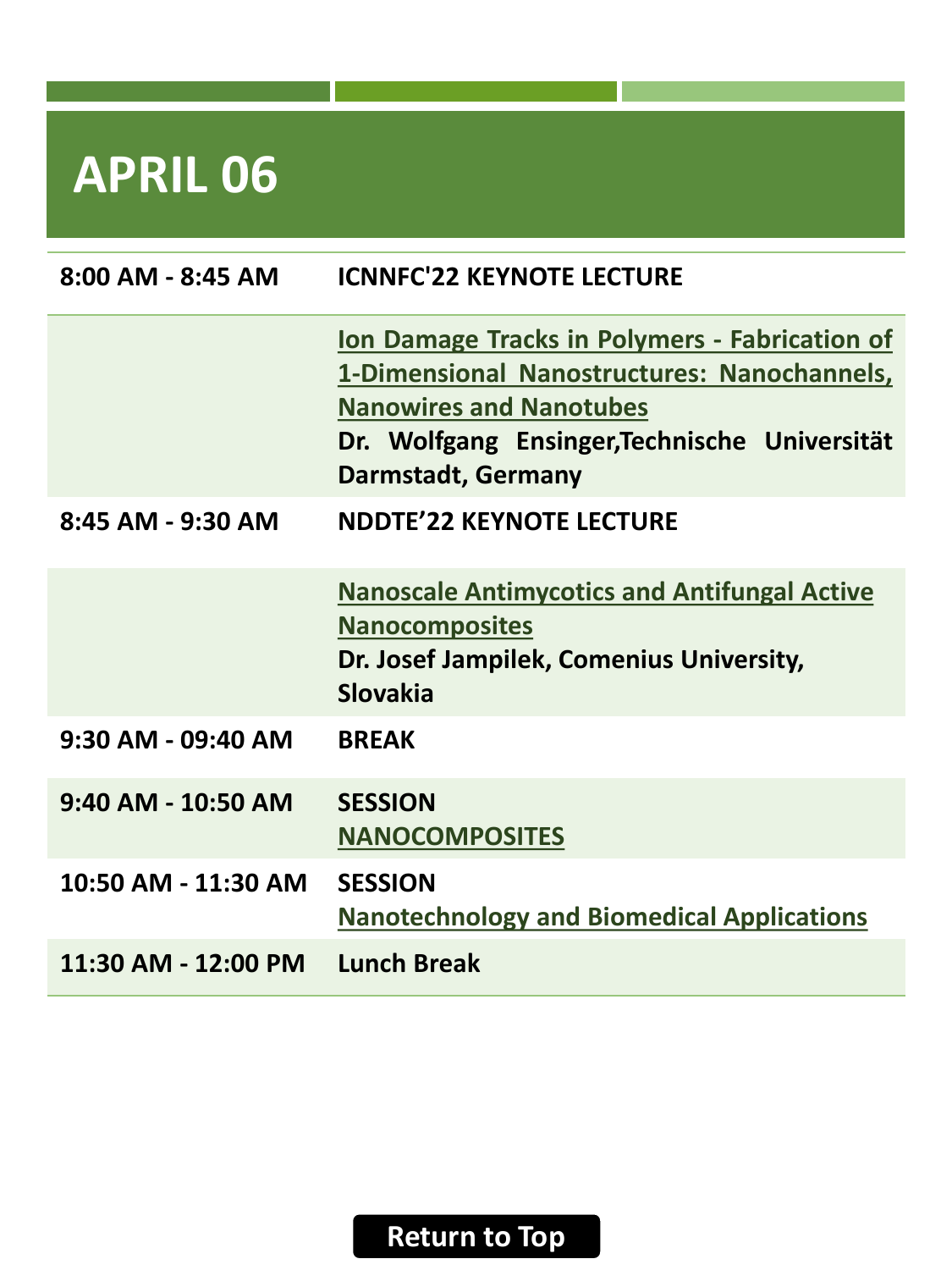# APRIL 06

| | |
|---|---|
| 8:00 AM - 8:45 AM | **ICNNFC'22 KEYNOTE LECTURE** |
| | Ion Damage Tracks in Polymers - Fabrication of 1-Dimensional Nanostructures: Nanochannels, Nanowires and Nanotubes<br>**Dr. Wolfgang Ensinger,Technische Universität Darmstadt, Germany** |
| 8:45 AM - 9:30 AM | **NDDTE'22 KEYNOTE LECTURE** |
| | Nanoscale Antimycotics and Antifungal Active Nanocomposites<br>**Dr. Josef Jampilek, Comenius University, Slovakia** |
| 9:30 AM - 09:40 AM | **BREAK** |
| 9:40 AM - 10:50 AM | **SESSION**<br>NANOCOMPOSITES |
| 10:50 AM - 11:30 AM | **SESSION**<br>Nanotechnology and Biomedical Applications |
| 11:30 AM - 12:00 PM | **Lunch Break** |

Return to Top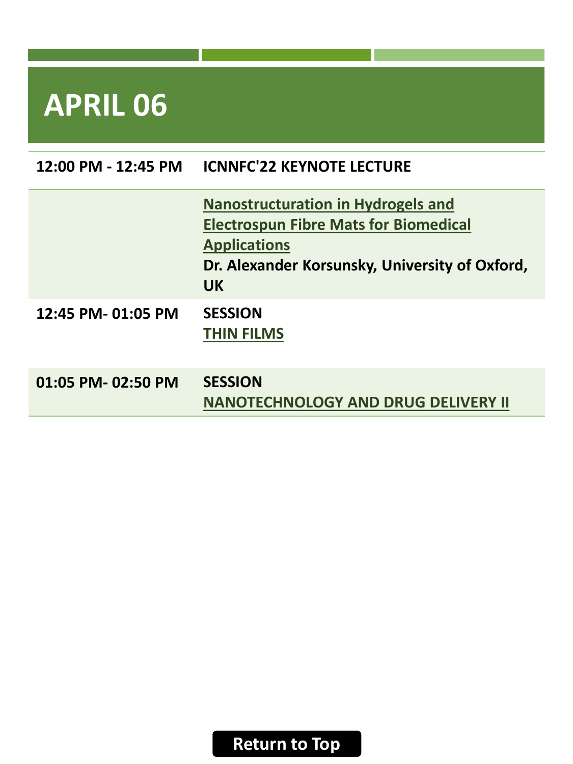# APRIL 06

| | |
|---|---|
| **12:00 PM - 12:45 PM** | **ICNNFC'22 KEYNOTE LECTURE** |
| | **Nanostructuration in Hydrogels and Electrospun Fibre Mats for Biomedical Applications**<br>**Dr. Alexander Korsunsky, University of Oxford, UK** |
| **12:45 PM- 01:05 PM** | **SESSION**<br>**THIN FILMS** |
| **01:05 PM- 02:50 PM** | **SESSION**<br>**NANOTECHNOLOGY AND DRUG DELIVERY II** |

Return to Top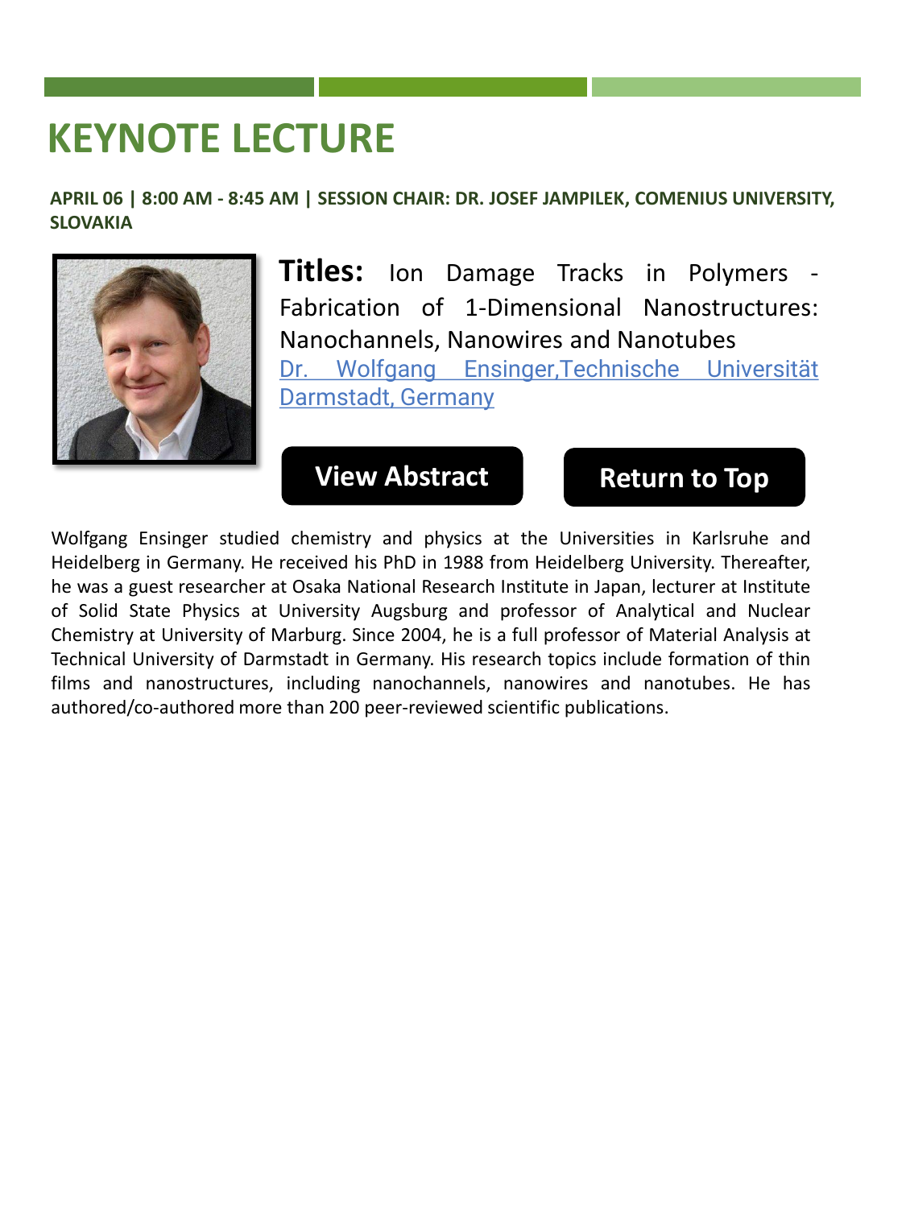# KEYNOTE LECTURE

**APRIL 06 | 8:00 AM - 8:45 AM | SESSION CHAIR: DR. JOSEF JAMPILEK, COMENIUS UNIVERSITY, SLOVAKIA**

**Titles:** Ion Damage Tracks in Polymers - Fabrication of 1-Dimensional Nanostructures: Nanochannels, Nanowires and Nanotubes

Dr. Wolfgang Ensinger,Technische Universität Darmstadt, Germany

**View Abstract** | **Return to Top**

Wolfgang Ensinger studied chemistry and physics at the Universities in Karlsruhe and Heidelberg in Germany. He received his PhD in 1988 from Heidelberg University. Thereafter, he was a guest researcher at Osaka National Research Institute in Japan, lecturer at Institute of Solid State Physics at University Augsburg and professor of Analytical and Nuclear Chemistry at University of Marburg. Since 2004, he is a full professor of Material Analysis at Technical University of Darmstadt in Germany. His research topics include formation of thin films and nanostructures, including nanochannels, nanowires and nanotubes. He has authored/co-authored more than 200 peer-reviewed scientific publications.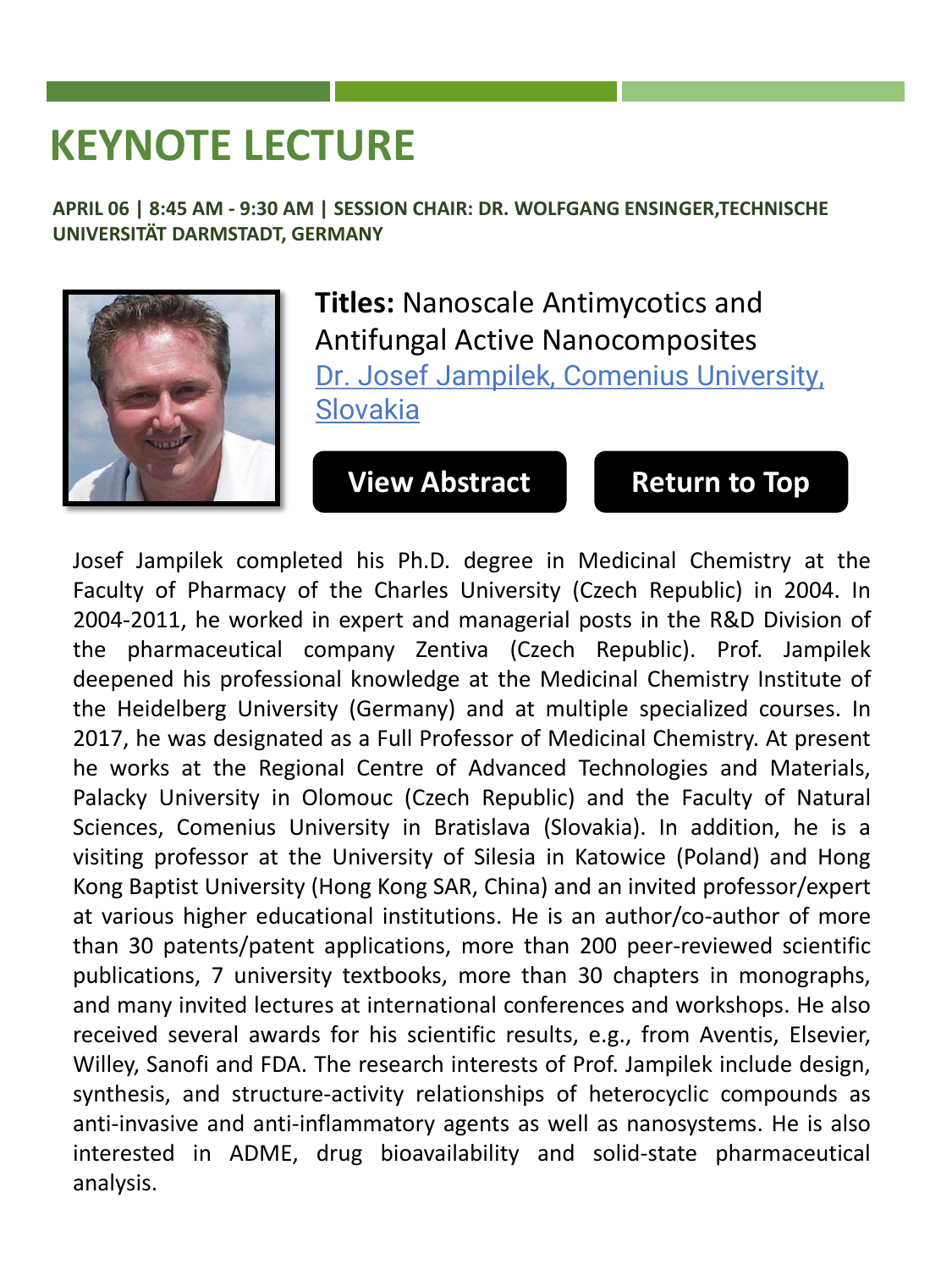# KEYNOTE LECTURE

**APRIL 06 | 8:45 AM - 9:30 AM | SESSION CHAIR: DR. WOLFGANG ENSINGER,TECHNISCHE UNIVERSITÄT DARMSTADT, GERMANY**

**Titles:** Nanoscale Antimycotics and Antifungal Active Nanocomposites

Dr. Josef Jampilek, Comenius University, Slovakia

**View Abstract** **Return to Top**

Josef Jampilek completed his Ph.D. degree in Medicinal Chemistry at the Faculty of Pharmacy of the Charles University (Czech Republic) in 2004. In 2004-2011, he worked in expert and managerial posts in the R&D Division of the pharmaceutical company Zentiva (Czech Republic). Prof. Jampilek deepened his professional knowledge at the Medicinal Chemistry Institute of the Heidelberg University (Germany) and at multiple specialized courses. In 2017, he was designated as a Full Professor of Medicinal Chemistry. At present he works at the Regional Centre of Advanced Technologies and Materials, Palacky University in Olomouc (Czech Republic) and the Faculty of Natural Sciences, Comenius University in Bratislava (Slovakia). In addition, he is a visiting professor at the University of Silesia in Katowice (Poland) and Hong Kong Baptist University (Hong Kong SAR, China) and an invited professor/expert at various higher educational institutions. He is an author/co-author of more than 30 patents/patent applications, more than 200 peer-reviewed scientific publications, 7 university textbooks, more than 30 chapters in monographs, and many invited lectures at international conferences and workshops. He also received several awards for his scientific results, e.g., from Aventis, Elsevier, Willey, Sanofi and FDA. The research interests of Prof. Jampilek include design, synthesis, and structure-activity relationships of heterocyclic compounds as anti-invasive and anti-inflammatory agents as well as nanosystems. He is also interested in ADME, drug bioavailability and solid-state pharmaceutical analysis.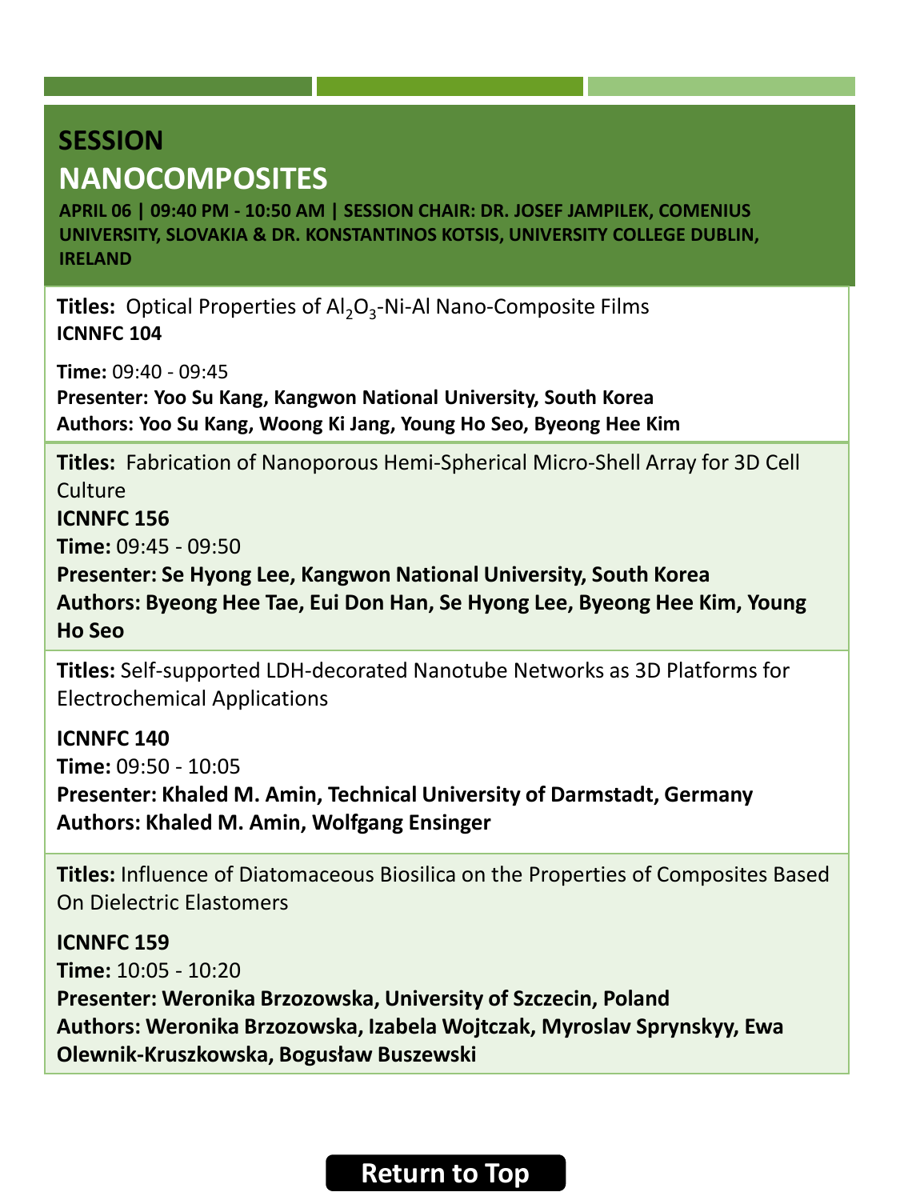## SESSION

## NANOCOMPOSITES

**APRIL 06 | 09:40 PM - 10:50 AM | SESSION CHAIR: DR. JOSEF JAMPILEK, COMENIUS UNIVERSITY, SLOVAKIA & DR. KONSTANTINOS KOTSIS, UNIVERSITY COLLEGE DUBLIN, IRELAND**

**Titles:** Optical Properties of $Al_2O_3$-Ni-Al Nano-Composite Films
**ICNNFC 104**

**Time:** 09:40 - 09:45
**Presenter: Yoo Su Kang, Kangwon National University, South Korea**
**Authors: Yoo Su Kang, Woong Ki Jang, Young Ho Seo, Byeong Hee Kim**

**Titles:** Fabrication of Nanoporous Hemi-Spherical Micro-Shell Array for 3D Cell Culture
**ICNNFC 156**
**Time:** 09:45 - 09:50
**Presenter: Se Hyong Lee, Kangwon National University, South Korea**
**Authors: Byeong Hee Tae, Eui Don Han, Se Hyong Lee, Byeong Hee Kim, Young Ho Seo**

**Titles:** Self-supported LDH-decorated Nanotube Networks as 3D Platforms for Electrochemical Applications

**ICNNFC 140**
**Time:** 09:50 - 10:05
**Presenter: Khaled M. Amin, Technical University of Darmstadt, Germany**
**Authors: Khaled M. Amin, Wolfgang Ensinger**

**Titles:** Influence of Diatomaceous Biosilica on the Properties of Composites Based On Dielectric Elastomers

**ICNNFC 159**
**Time:** 10:05 - 10:20
**Presenter: Weronika Brzozowska, University of Szczecin, Poland**
**Authors: Weronika Brzozowska, Izabela Wojtczak, Myroslav Sprynskyy, Ewa Olewnik-Kruszkowska, Bogusław Buszewski**

Return to Top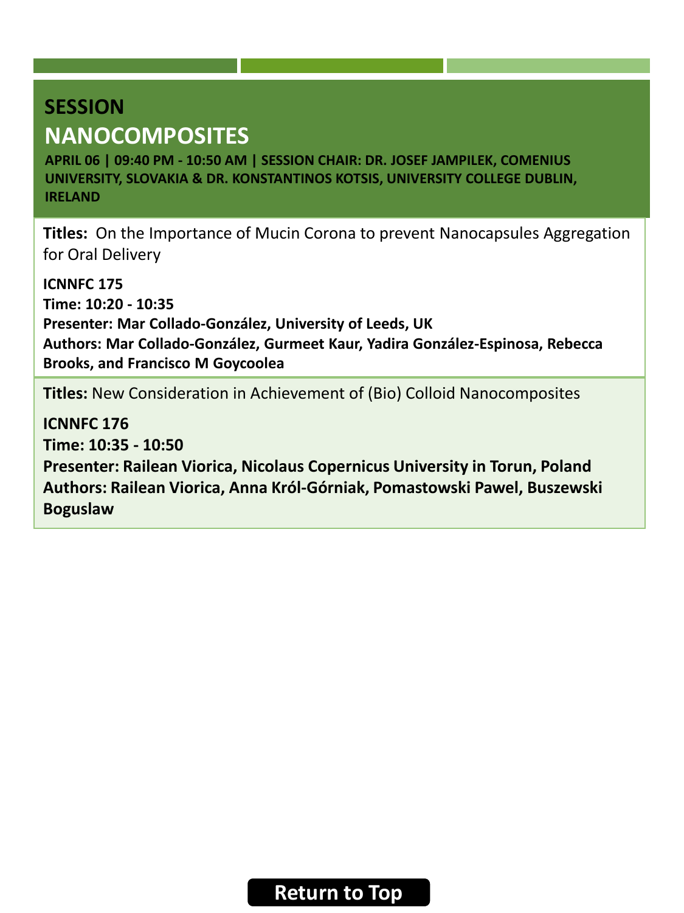# SESSION

# NANOCOMPOSITES

**APRIL 06 | 09:40 PM - 10:50 AM | SESSION CHAIR: DR. JOSEF JAMPILEK, COMENIUS UNIVERSITY, SLOVAKIA & DR. KONSTANTINOS KOTSIS, UNIVERSITY COLLEGE DUBLIN, IRELAND**

**Titles:** On the Importance of Mucin Corona to prevent Nanocapsules Aggregation for Oral Delivery

**ICNNFC 175**
**Time: 10:20 - 10:35**
**Presenter: Mar Collado-González, University of Leeds, UK**
**Authors: Mar Collado-González, Gurmeet Kaur, Yadira González-Espinosa, Rebecca Brooks, and Francisco M Goycoolea**

**Titles:** New Consideration in Achievement of (Bio) Colloid Nanocomposites

**ICNNFC 176**
**Time: 10:35 - 10:50**
**Presenter: Railean Viorica, Nicolaus Copernicus University in Torun, Poland**
**Authors: Railean Viorica, Anna Król-Górniak, Pomastowski Pawel, Buszewski Boguslaw**

Return to Top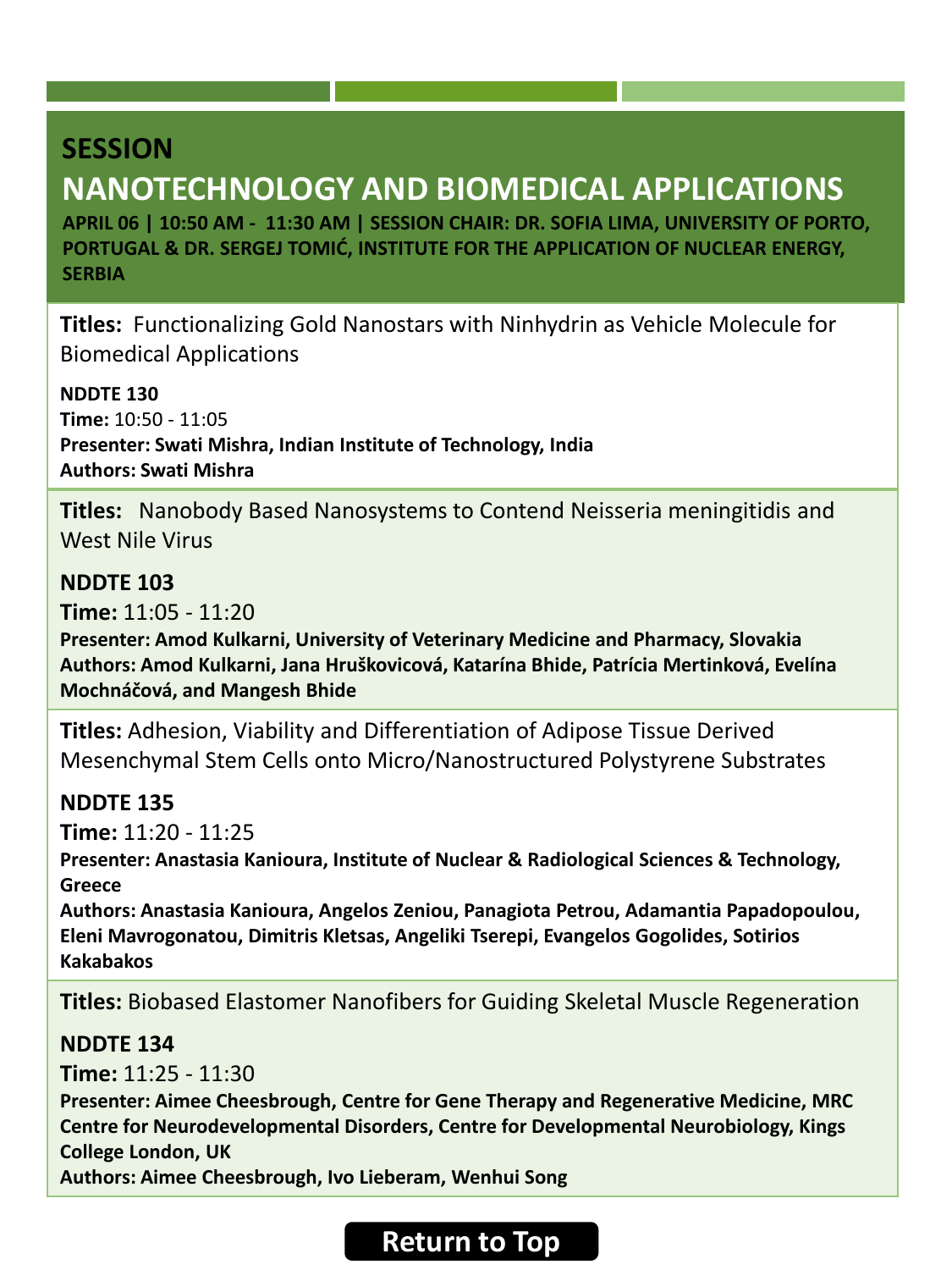# SESSION
# NANOTECHNOLOGY AND BIOMEDICAL APPLICATIONS

**APRIL 06 | 10:50 AM - 11:30 AM | SESSION CHAIR: DR. SOFIA LIMA, UNIVERSITY OF PORTO, PORTUGAL & DR. SERGEJ TOMIĆ, INSTITUTE FOR THE APPLICATION OF NUCLEAR ENERGY, SERBIA**

**Titles:** Functionalizing Gold Nanostars with Ninhydrin as Vehicle Molecule for Biomedical Applications

**NDDTE 130**
**Time:** 10:50 - 11:05
**Presenter: Swati Mishra, Indian Institute of Technology, India**
**Authors: Swati Mishra**

**Titles:** Nanobody Based Nanosystems to Contend Neisseria meningitidis and West Nile Virus

**NDDTE 103**
**Time:** 11:05 - 11:20
**Presenter: Amod Kulkarni, University of Veterinary Medicine and Pharmacy, Slovakia**
**Authors: Amod Kulkarni, Jana Hruškovicová, Katarína Bhide, Patrícia Mertinková, Evelína Mochnáčová, and Mangesh Bhide**

**Titles:** Adhesion, Viability and Differentiation of Adipose Tissue Derived Mesenchymal Stem Cells onto Micro/Nanostructured Polystyrene Substrates

**NDDTE 135**
**Time:** 11:20 - 11:25
**Presenter: Anastasia Kanioura, Institute of Nuclear & Radiological Sciences & Technology, Greece**
**Authors: Anastasia Kanioura, Angelos Zeniou, Panagiota Petrou, Adamantia Papadopoulou, Eleni Mavrogonatou, Dimitris Kletsas, Angeliki Tserepi, Evangelos Gogolides, Sotirios Kakabakos**

**Titles:** Biobased Elastomer Nanofibers for Guiding Skeletal Muscle Regeneration

**NDDTE 134**
**Time:** 11:25 - 11:30
**Presenter: Aimee Cheesbrough, Centre for Gene Therapy and Regenerative Medicine, MRC Centre for Neurodevelopmental Disorders, Centre for Developmental Neurobiology, Kings College London, UK**
**Authors: Aimee Cheesbrough, Ivo Lieberam, Wenhui Song**

Return to Top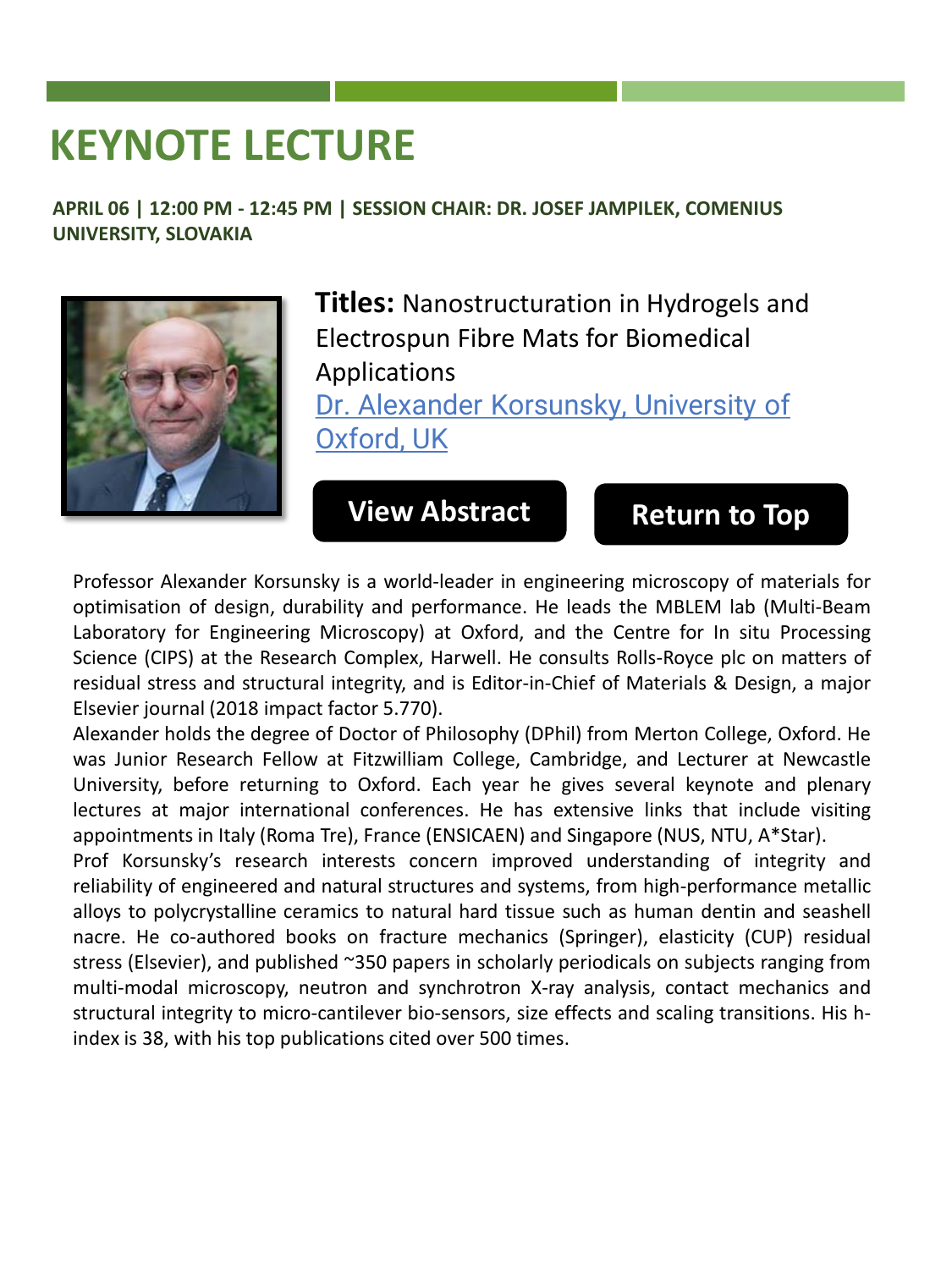# KEYNOTE LECTURE

**APRIL 06 | 12:00 PM - 12:45 PM | SESSION CHAIR: DR. JOSEF JAMPILEK, COMENIUS UNIVERSITY, SLOVAKIA**

**Titles:** Nanostructuration in Hydrogels and Electrospun Fibre Mats for Biomedical Applications

Dr. Alexander Korsunsky, University of Oxford, UK

**View Abstract** **Return to Top**

Professor Alexander Korsunsky is a world-leader in engineering microscopy of materials for optimisation of design, durability and performance. He leads the MBLEM lab (Multi-Beam Laboratory for Engineering Microscopy) at Oxford, and the Centre for In situ Processing Science (CIPS) at the Research Complex, Harwell. He consults Rolls-Royce plc on matters of residual stress and structural integrity, and is Editor-in-Chief of Materials & Design, a major Elsevier journal (2018 impact factor 5.770).

Alexander holds the degree of Doctor of Philosophy (DPhil) from Merton College, Oxford. He was Junior Research Fellow at Fitzwilliam College, Cambridge, and Lecturer at Newcastle University, before returning to Oxford. Each year he gives several keynote and plenary lectures at major international conferences. He has extensive links that include visiting appointments in Italy (Roma Tre), France (ENSICAEN) and Singapore (NUS, NTU, A*Star).

Prof Korsunsky's research interests concern improved understanding of integrity and reliability of engineered and natural structures and systems, from high-performance metallic alloys to polycrystalline ceramics to natural hard tissue such as human dentin and seashell nacre. He co-authored books on fracture mechanics (Springer), elasticity (CUP) residual stress (Elsevier), and published ~350 papers in scholarly periodicals on subjects ranging from multi-modal microscopy, neutron and synchrotron X-ray analysis, contact mechanics and structural integrity to micro-cantilever bio-sensors, size effects and scaling transitions. His h-index is 38, with his top publications cited over 500 times.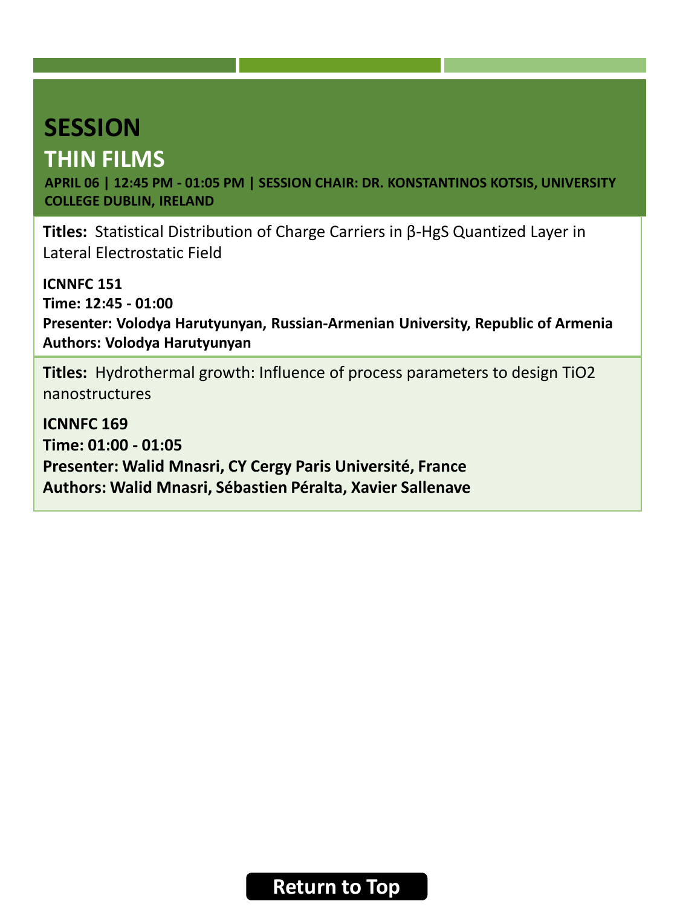# SESSION

## THIN FILMS

**APRIL 06 | 12:45 PM - 01:05 PM | SESSION CHAIR: DR. KONSTANTINOS KOTSIS, UNIVERSITY COLLEGE DUBLIN, IRELAND**

**Titles:** Statistical Distribution of Charge Carriers in β-HgS Quantized Layer in Lateral Electrostatic Field

**ICNNFC 151**
**Time: 12:45 - 01:00**
**Presenter: Volodya Harutyunyan, Russian-Armenian University, Republic of Armenia**
**Authors: Volodya Harutyunyan**

**Titles:** Hydrothermal growth: Influence of process parameters to design $TiO_2$ nanostructures

**ICNNFC 169**
**Time: 01:00 - 01:05**
**Presenter: Walid Mnasri, CY Cergy Paris Université, France**
**Authors: Walid Mnasri, Sébastien Péralta, Xavier Sallenave**

Return to Top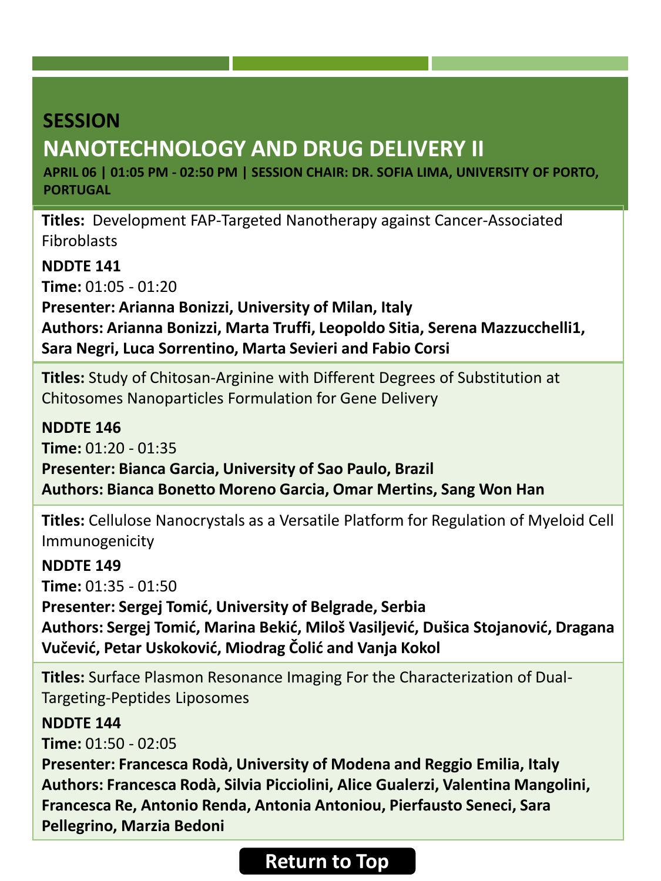## SESSION
## NANOTECHNOLOGY AND DRUG DELIVERY II

**APRIL 06 | 01:05 PM - 02:50 PM | SESSION CHAIR: DR. SOFIA LIMA, UNIVERSITY OF PORTO, PORTUGAL**

**Titles:** Development FAP-Targeted Nanotherapy against Cancer-Associated Fibroblasts

**NDDTE 141**
**Time:** 01:05 - 01:20
**Presenter: Arianna Bonizzi, University of Milan, Italy**
**Authors: Arianna Bonizzi, Marta Truffi, Leopoldo Sitia, Serena Mazzucchelli1, Sara Negri, Luca Sorrentino, Marta Sevieri and Fabio Corsi**

**Titles:** Study of Chitosan-Arginine with Different Degrees of Substitution at Chitosomes Nanoparticles Formulation for Gene Delivery

**NDDTE 146**
**Time:** 01:20 - 01:35
**Presenter: Bianca Garcia, University of Sao Paulo, Brazil**
**Authors: Bianca Bonetto Moreno Garcia, Omar Mertins, Sang Won Han**

**Titles:** Cellulose Nanocrystals as a Versatile Platform for Regulation of Myeloid Cell Immunogenicity

**NDDTE 149**
**Time:** 01:35 - 01:50
**Presenter: Sergej Tomić, University of Belgrade, Serbia**
**Authors: Sergej Tomić, Marina Bekić, Miloš Vasiljević, Dušica Stojanović, Dragana Vučević, Petar Uskoković, Miodrag Čolić and Vanja Kokol**

**Titles:** Surface Plasmon Resonance Imaging For the Characterization of Dual-Targeting-Peptides Liposomes

**NDDTE 144**
**Time:** 01:50 - 02:05
**Presenter: Francesca Rodà, University of Modena and Reggio Emilia, Italy**
**Authors: Francesca Rodà, Silvia Picciolini, Alice Gualerzi, Valentina Mangolini, Francesca Re, Antonio Renda, Antonia Antoniou, Pierfausto Seneci, Sara Pellegrino, Marzia Bedoni**

Return to Top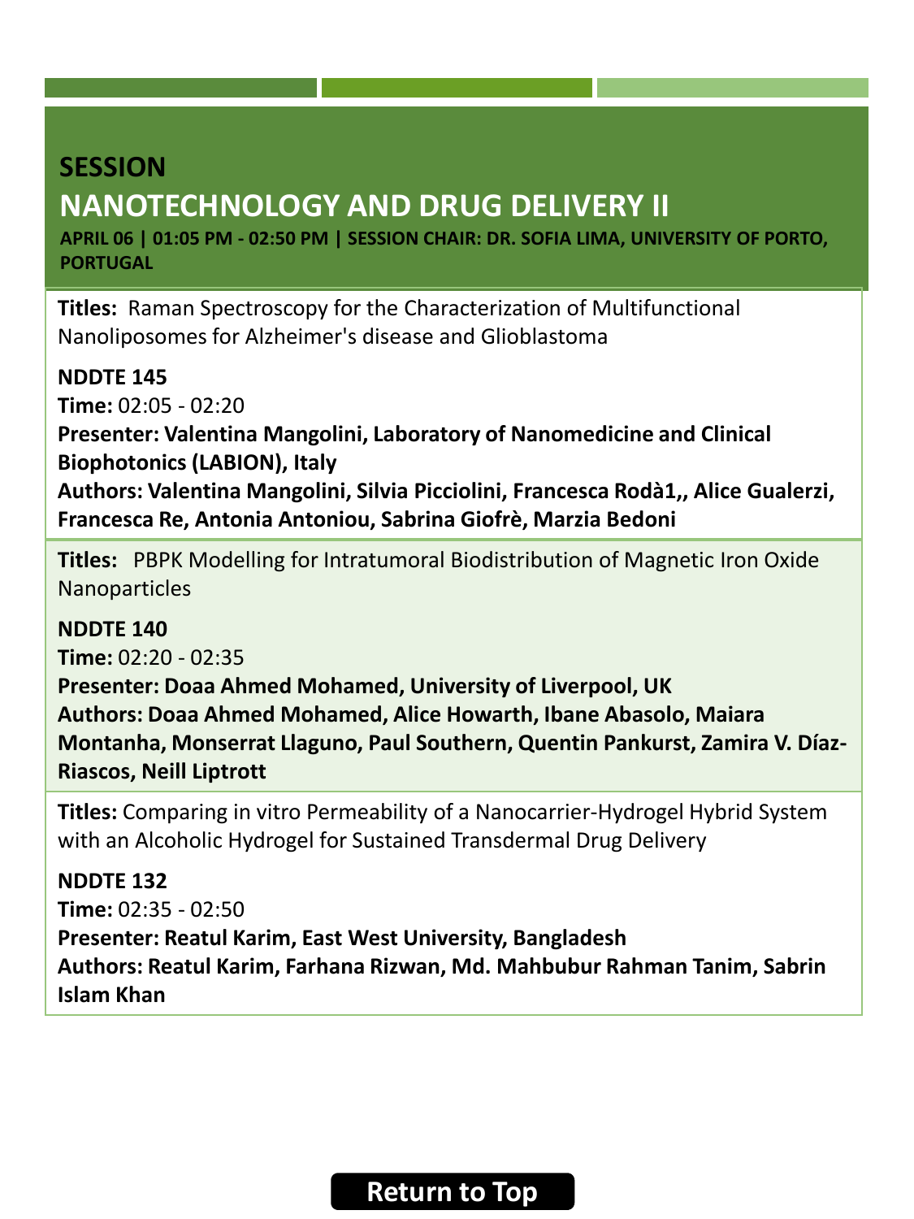# SESSION

# NANOTECHNOLOGY AND DRUG DELIVERY II

**APRIL 06 | 01:05 PM - 02:50 PM | SESSION CHAIR: DR. SOFIA LIMA, UNIVERSITY OF PORTO, PORTUGAL**

**Titles:** Raman Spectroscopy for the Characterization of Multifunctional Nanoliposomes for Alzheimer's disease and Glioblastoma

**NDDTE 145**
**Time:** 02:05 - 02:20
**Presenter: Valentina Mangolini, Laboratory of Nanomedicine and Clinical Biophotonics (LABION), Italy**
**Authors: Valentina Mangolini, Silvia Picciolini, Francesca Rodà1,, Alice Gualerzi, Francesca Re, Antonia Antoniou, Sabrina Giofrè, Marzia Bedoni**

**Titles:** PBPK Modelling for Intratumoral Biodistribution of Magnetic Iron Oxide Nanoparticles

**NDDTE 140**
**Time:** 02:20 - 02:35
**Presenter: Doaa Ahmed Mohamed, University of Liverpool, UK**
**Authors: Doaa Ahmed Mohamed, Alice Howarth, Ibane Abasolo, Maiara Montanha, Monserrat Llaguno, Paul Southern, Quentin Pankurst, Zamira V. Díaz-Riascos, Neill Liptrott**

**Titles:** Comparing in vitro Permeability of a Nanocarrier-Hydrogel Hybrid System with an Alcoholic Hydrogel for Sustained Transdermal Drug Delivery

**NDDTE 132**
**Time:** 02:35 - 02:50
**Presenter: Reatul Karim, East West University, Bangladesh**
**Authors: Reatul Karim, Farhana Rizwan, Md. Mahbubur Rahman Tanim, Sabrin Islam Khan**

Return to Top